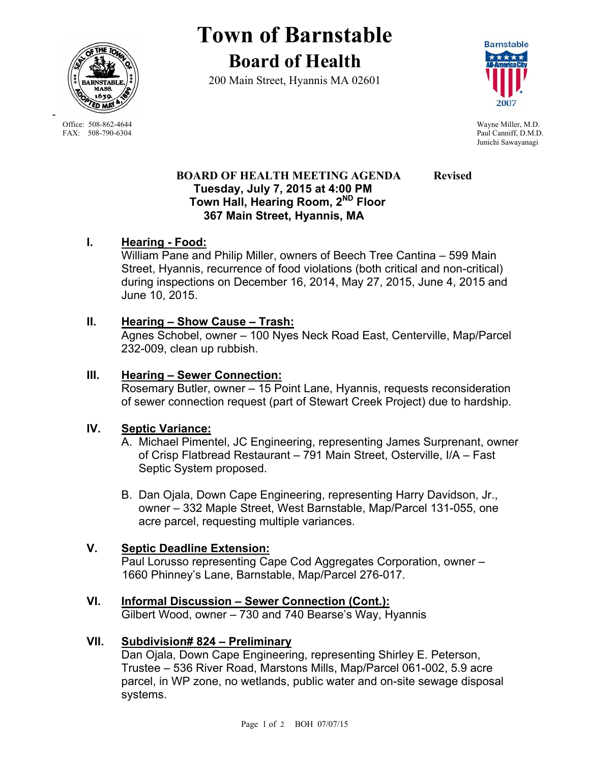# Town of Barnstable

## Board of Health

200 Main Street, Hyannis MA 02601

Office: 508-862-4644
FAX: 508-790-6304

Wayne Miller, M.D.
Paul Canniff, D.M.D.
Junichi Sawayanagi

**BOARD OF HEALTH MEETING AGENDA** **Revised**
**Tuesday, July 7, 2015 at 4:00 PM**
**Town Hall, Hearing Room, 2ND Floor**
**367 Main Street, Hyannis, MA**

**I. Hearing - Food:**
William Pane and Philip Miller, owners of Beech Tree Cantina – 599 Main Street, Hyannis, recurrence of food violations (both critical and non-critical) during inspections on December 16, 2014, May 27, 2015, June 4, 2015 and June 10, 2015.

**II. Hearing – Show Cause – Trash:**
Agnes Schobel, owner – 100 Nyes Neck Road East, Centerville, Map/Parcel 232-009, clean up rubbish.

**III. Hearing – Sewer Connection:**
Rosemary Butler, owner – 15 Point Lane, Hyannis, requests reconsideration of sewer connection request (part of Stewart Creek Project) due to hardship.

**IV. Septic Variance:**

A. Michael Pimentel, JC Engineering, representing James Surprenant, owner of Crisp Flatbread Restaurant – 791 Main Street, Osterville, I/A – Fast Septic System proposed.

B. Dan Ojala, Down Cape Engineering, representing Harry Davidson, Jr., owner – 332 Maple Street, West Barnstable, Map/Parcel 131-055, one acre parcel, requesting multiple variances.

**V. Septic Deadline Extension:**
Paul Lorusso representing Cape Cod Aggregates Corporation, owner – 1660 Phinney's Lane, Barnstable, Map/Parcel 276-017.

**VI. Informal Discussion – Sewer Connection (Cont.):**
Gilbert Wood, owner – 730 and 740 Bearse's Way, Hyannis

**VII. Subdivision# 824 – Preliminary**
Dan Ojala, Down Cape Engineering, representing Shirley E. Peterson, Trustee – 536 River Road, Marstons Mills, Map/Parcel 061-002, 5.9 acre parcel, in WP zone, no wetlands, public water and on-site sewage disposal systems.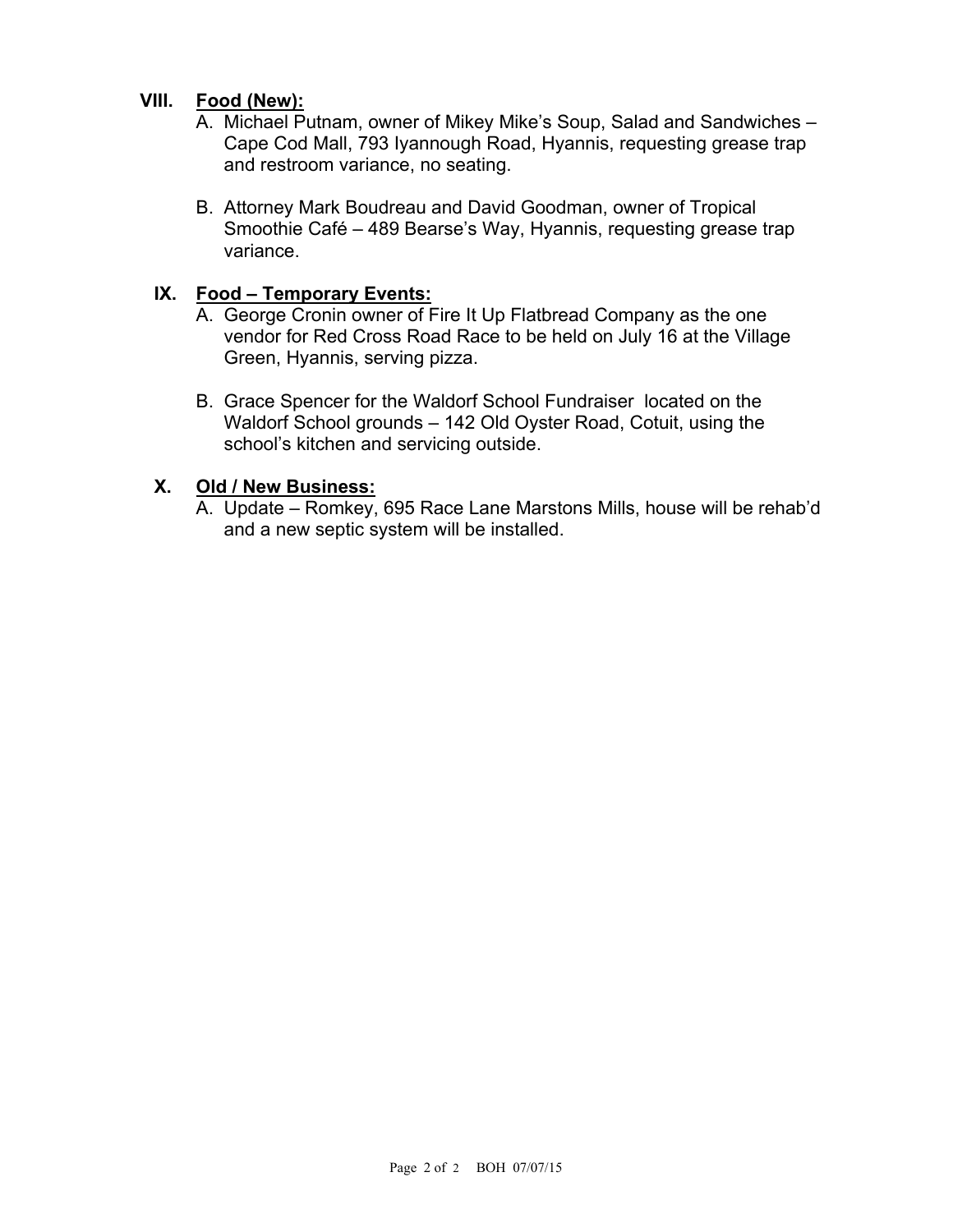## VIII. Food (New):

A. Michael Putnam, owner of Mikey Mike's Soup, Salad and Sandwiches – Cape Cod Mall, 793 Iyannough Road, Hyannis, requesting grease trap and restroom variance, no seating.

B. Attorney Mark Boudreau and David Goodman, owner of Tropical Smoothie Café – 489 Bearse's Way, Hyannis, requesting grease trap variance.

## IX. Food – Temporary Events:

A. George Cronin owner of Fire It Up Flatbread Company as the one vendor for Red Cross Road Race to be held on July 16 at the Village Green, Hyannis, serving pizza.

B. Grace Spencer for the Waldorf School Fundraiser located on the Waldorf School grounds – 142 Old Oyster Road, Cotuit, using the school's kitchen and servicing outside.

## X. Old / New Business:

A. Update – Romkey, 695 Race Lane Marstons Mills, house will be rehab'd and a new septic system will be installed.